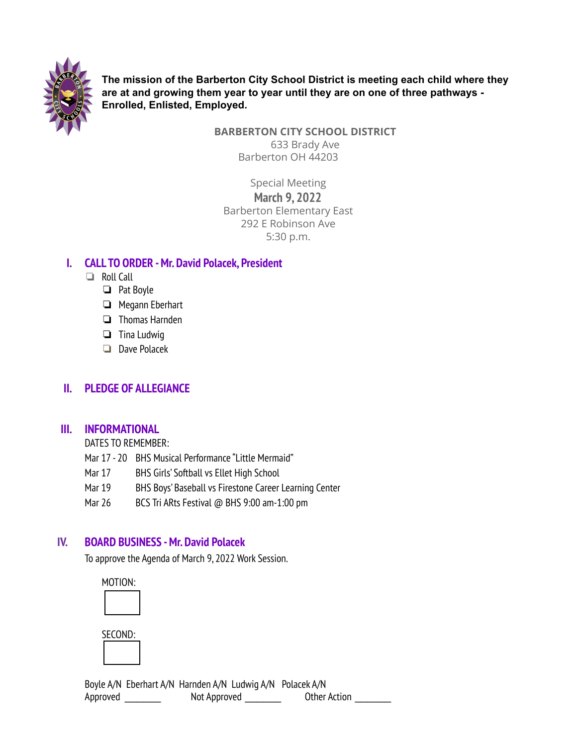**The mission of the Barberton City School District is meeting each child where they are at and growing them year to year until they are on one of three pathways - Enrolled, Enlisted, Employed.**

**BARBERTON CITY SCHOOL DISTRICT**
633 Brady Ave
Barberton OH 44203

Special Meeting
**March 9, 2022**
Barberton Elementary East
292 E Robinson Ave
5:30 p.m.

## I. CALL TO ORDER - Mr. David Polacek, President

- ❏ Roll Call
  - ❏ Pat Boyle
  - ❏ Megann Eberhart
  - ❏ Thomas Harnden
  - ❏ Tina Ludwig
  - ❏ Dave Polacek

## II. PLEDGE OF ALLEGIANCE

## III. INFORMATIONAL

DATES TO REMEMBER:

| | |
|---|---|
| Mar 17 - 20 | BHS Musical Performance "Little Mermaid" |
| Mar 17 | BHS Girls' Softball vs Ellet High School |
| Mar 19 | BHS Boys' Baseball vs Firestone Career Learning Center |
| Mar 26 | BCS Tri ARts Festival @ BHS 9:00 am-1:00 pm |

## IV. BOARD BUSINESS - Mr. David Polacek

To approve the Agenda of March 9, 2022 Work Session.

MOTION:

SECOND:

Boyle A/N Eberhart A/N Harnden A/N Ludwig A/N Polacek A/N
Approved ________ Not Approved ________ Other Action ________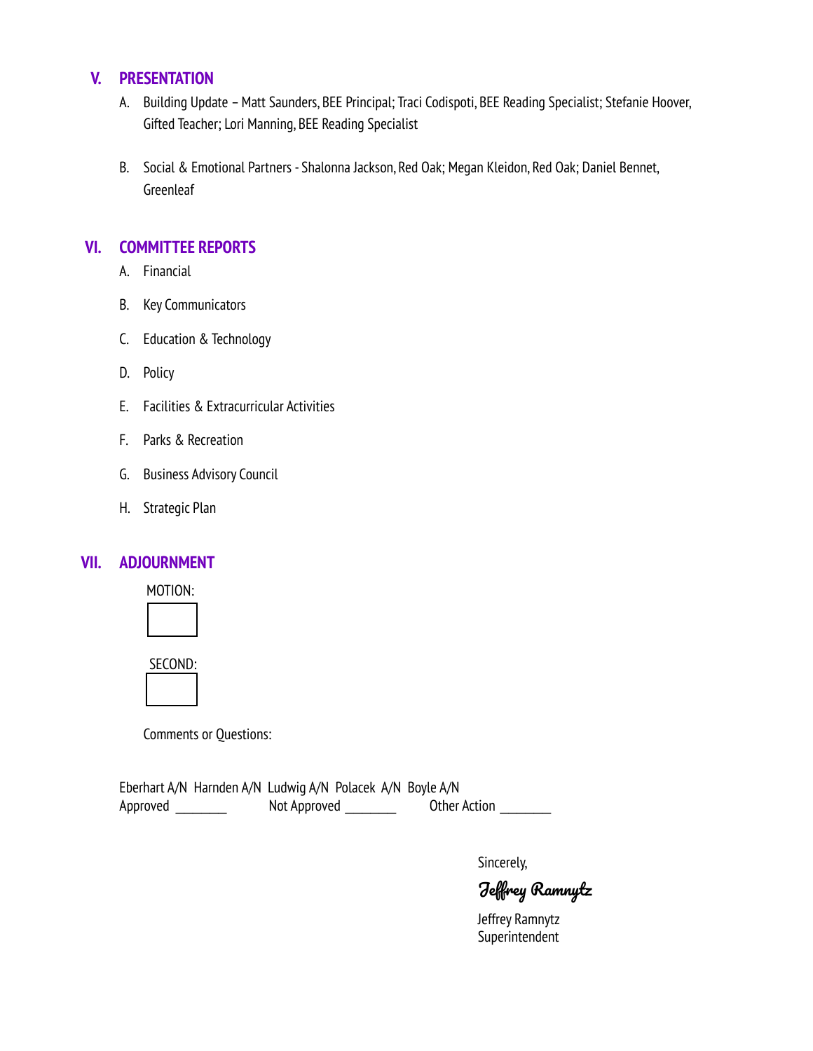## V. PRESENTATION

A. Building Update – Matt Saunders, BEE Principal; Traci Codispoti, BEE Reading Specialist; Stefanie Hoover, Gifted Teacher; Lori Manning, BEE Reading Specialist

B. Social & Emotional Partners - Shalonna Jackson, Red Oak; Megan Kleidon, Red Oak; Daniel Bennet, Greenleaf

## VI. COMMITTEE REPORTS

A. Financial

B. Key Communicators

C. Education & Technology

D. Policy

E. Facilities & Extracurricular Activities

F. Parks & Recreation

G. Business Advisory Council

H. Strategic Plan

## VII. ADJOURNMENT

MOTION:

SECOND:

Comments or Questions:

Eberhart A/N Harnden A/N Ludwig A/N Polacek A/N Boyle A/N
Approved ________ Not Approved ________ Other Action ________

Sincerely,

*Jeffrey Ramnytz*

Jeffrey Ramnytz
Superintendent